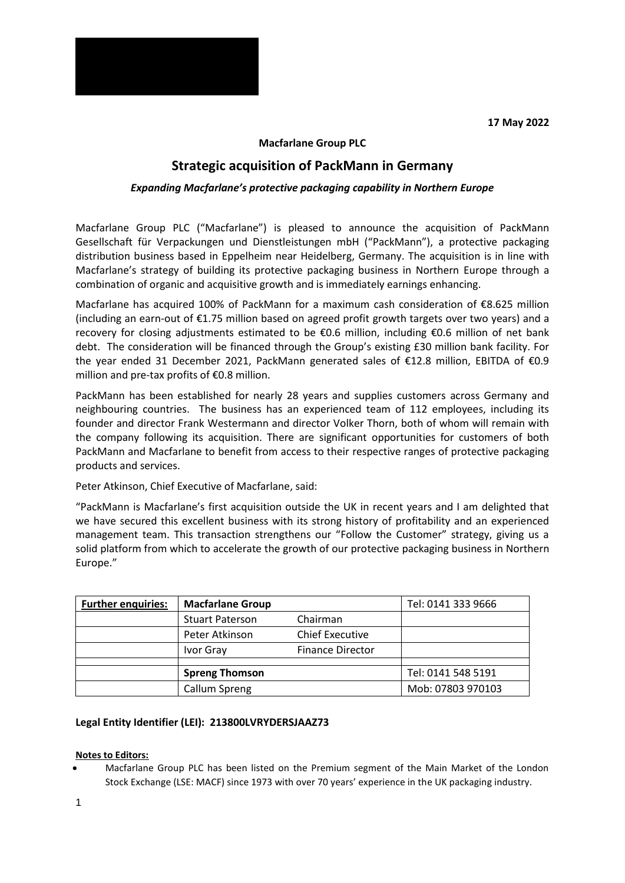**17 May 2022**

**Macfarlane Group PLC**

# Strategic acquisition of PackMann in Germany

***Expanding Macfarlane's protective packaging capability in Northern Europe***

Macfarlane Group PLC ("Macfarlane") is pleased to announce the acquisition of PackMann Gesellschaft für Verpackungen und Dienstleistungen mbH ("PackMann"), a protective packaging distribution business based in Eppelheim near Heidelberg, Germany. The acquisition is in line with Macfarlane's strategy of building its protective packaging business in Northern Europe through a combination of organic and acquisitive growth and is immediately earnings enhancing.

Macfarlane has acquired 100% of PackMann for a maximum cash consideration of €8.625 million (including an earn-out of €1.75 million based on agreed profit growth targets over two years) and a recovery for closing adjustments estimated to be €0.6 million, including €0.6 million of net bank debt. The consideration will be financed through the Group's existing £30 million bank facility. For the year ended 31 December 2021, PackMann generated sales of €12.8 million, EBITDA of €0.9 million and pre-tax profits of €0.8 million.

PackMann has been established for nearly 28 years and supplies customers across Germany and neighbouring countries. The business has an experienced team of 112 employees, including its founder and director Frank Westermann and director Volker Thorn, both of whom will remain with the company following its acquisition. There are significant opportunities for customers of both PackMann and Macfarlane to benefit from access to their respective ranges of protective packaging products and services.

Peter Atkinson, Chief Executive of Macfarlane, said:

"PackMann is Macfarlane's first acquisition outside the UK in recent years and I am delighted that we have secured this excellent business with its strong history of profitability and an experienced management team. This transaction strengthens our "Follow the Customer" strategy, giving us a solid platform from which to accelerate the growth of our protective packaging business in Northern Europe."

| **Further enquiries:** | **Macfarlane Group** | | Tel: 0141 333 9666 |
|---|---|---|---|
| | Stuart Paterson | Chairman | |
| | Peter Atkinson | Chief Executive | |
| | Ivor Gray | Finance Director | |
| | | | |
| | **Spreng Thomson** | | Tel: 0141 548 5191 |
| | Callum Spreng | | Mob: 07803 970103 |

**Legal Entity Identifier (LEI): 213800LVRYDERSJAAZ73**

**Notes to Editors:**

- Macfarlane Group PLC has been listed on the Premium segment of the Main Market of the London Stock Exchange (LSE: MACF) since 1973 with over 70 years' experience in the UK packaging industry.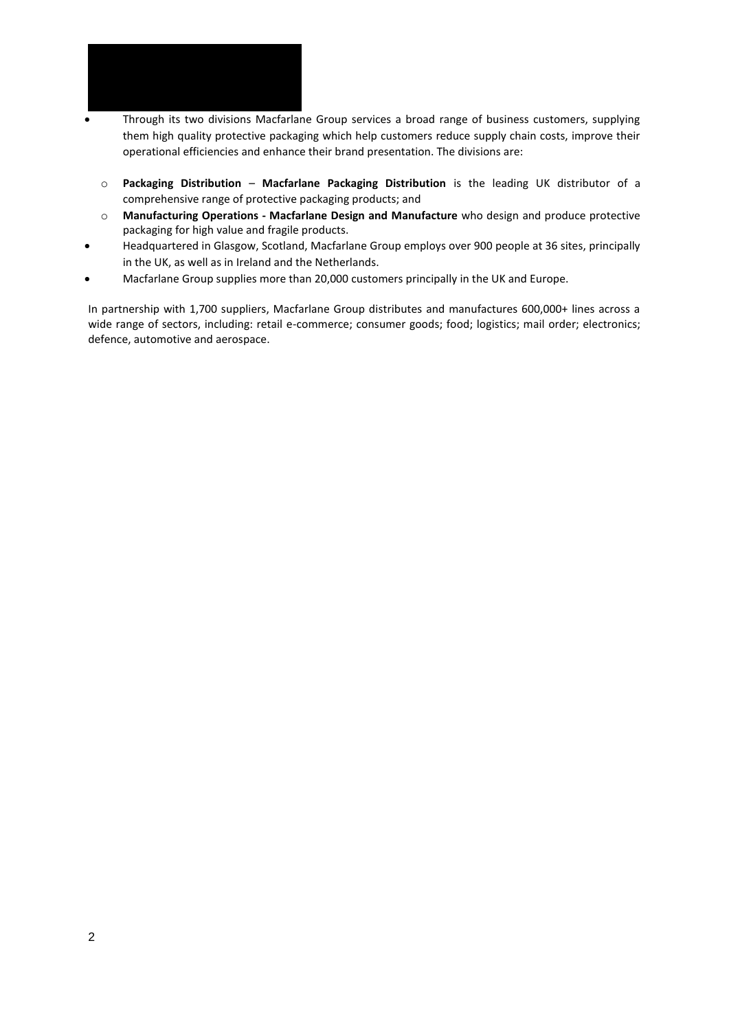- Through its two divisions Macfarlane Group services a broad range of business customers, supplying them high quality protective packaging which help customers reduce supply chain costs, improve their operational efficiencies and enhance their brand presentation. The divisions are:

  - **Packaging Distribution** – **Macfarlane Packaging Distribution** is the leading UK distributor of a comprehensive range of protective packaging products; and
  - **Manufacturing Operations - Macfarlane Design and Manufacture** who design and produce protective packaging for high value and fragile products.
- Headquartered in Glasgow, Scotland, Macfarlane Group employs over 900 people at 36 sites, principally in the UK, as well as in Ireland and the Netherlands.
- Macfarlane Group supplies more than 20,000 customers principally in the UK and Europe.

In partnership with 1,700 suppliers, Macfarlane Group distributes and manufactures 600,000+ lines across a wide range of sectors, including: retail e-commerce; consumer goods; food; logistics; mail order; electronics; defence, automotive and aerospace.